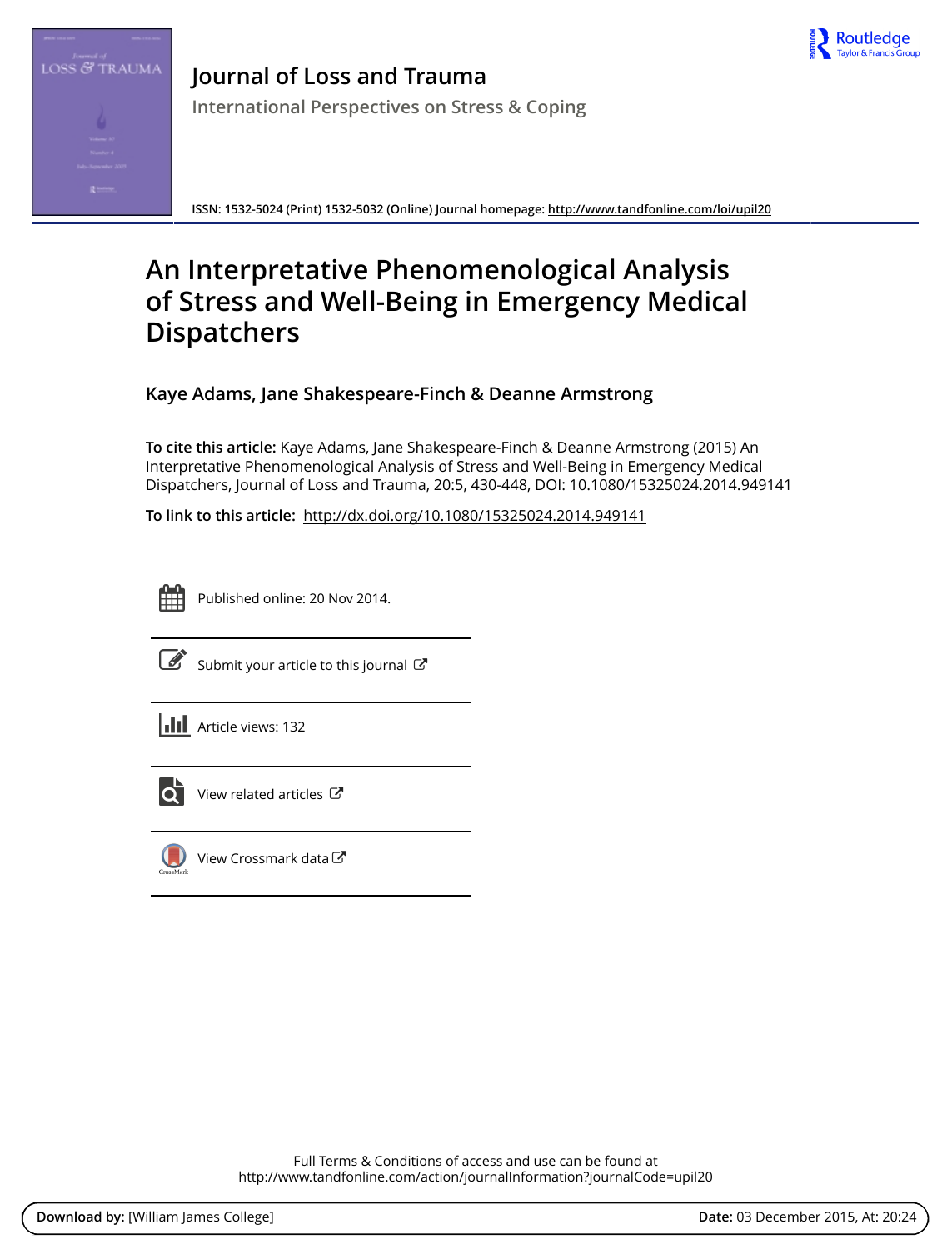# Journal of Loss and Trauma

## International Perspectives on Stress & Coping

ISSN: 1532-5024 (Print) 1532-5032 (Online) Journal homepage: http://www.tandfonline.com/loi/upil20

# An Interpretative Phenomenological Analysis of Stress and Well-Being in Emergency Medical Dispatchers

**Kaye Adams, Jane Shakespeare-Finch & Deanne Armstrong**

**To cite this article:** Kaye Adams, Jane Shakespeare-Finch & Deanne Armstrong (2015) An Interpretative Phenomenological Analysis of Stress and Well-Being in Emergency Medical Dispatchers, Journal of Loss and Trauma, 20:5, 430-448, DOI: 10.1080/15325024.2014.949141

**To link to this article:** http://dx.doi.org/10.1080/15325024.2014.949141

Published online: 20 Nov 2014.

Submit your article to this journal

Article views: 132

View related articles

View Crossmark data

Full Terms & Conditions of access and use can be found at http://www.tandfonline.com/action/journalInformation?journalCode=upil20

**Download by:** [William James College] **Date:** 03 December 2015, At: 20:24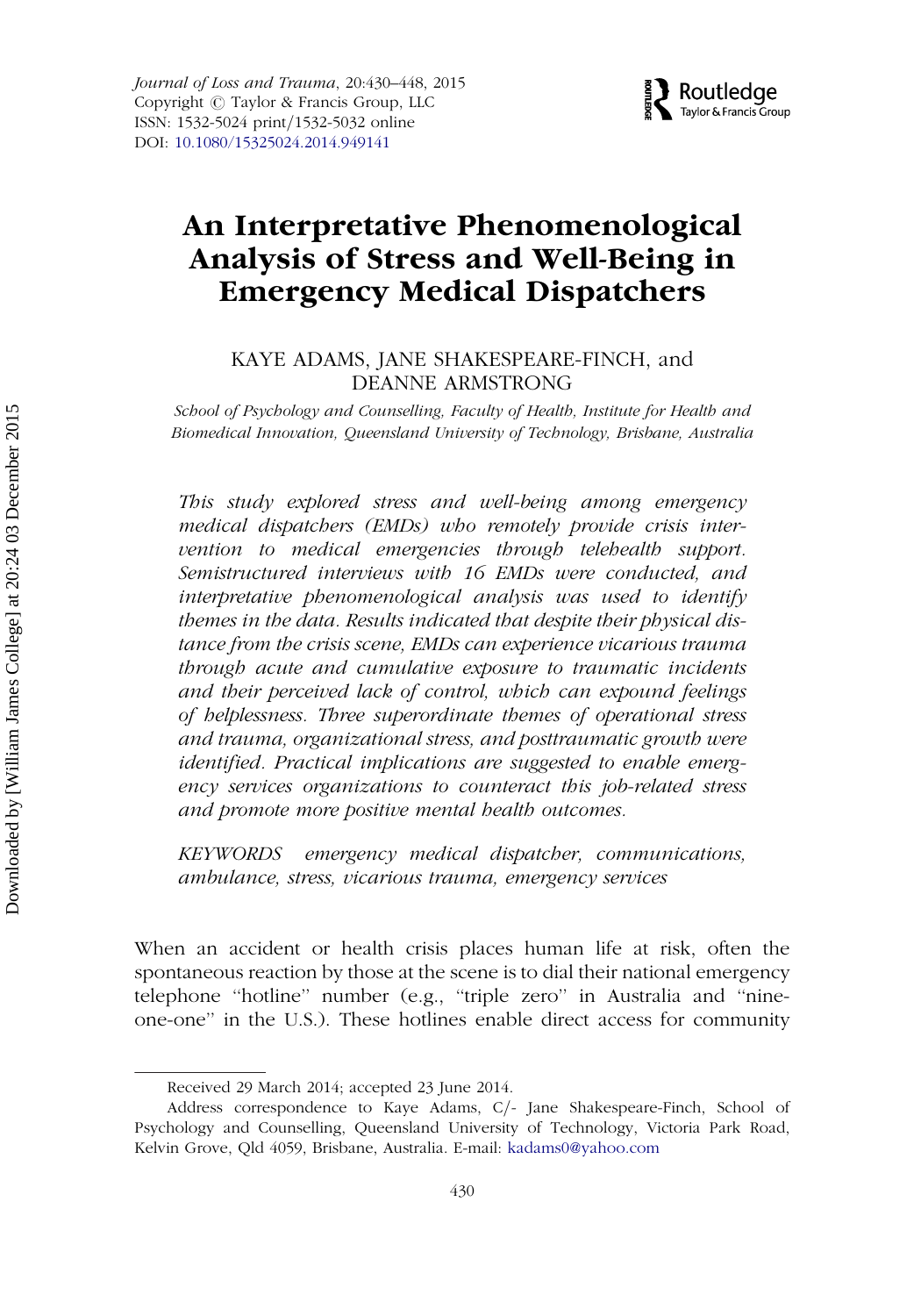# An Interpretative Phenomenological Analysis of Stress and Well-Being in Emergency Medical Dispatchers

KAYE ADAMS, JANE SHAKESPEARE-FINCH, and DEANNE ARMSTRONG

*School of Psychology and Counselling, Faculty of Health, Institute for Health and Biomedical Innovation, Queensland University of Technology, Brisbane, Australia*

*This study explored stress and well-being among emergency medical dispatchers (EMDs) who remotely provide crisis intervention to medical emergencies through telehealth support. Semistructured interviews with 16 EMDs were conducted, and interpretative phenomenological analysis was used to identify themes in the data. Results indicated that despite their physical distance from the crisis scene, EMDs can experience vicarious trauma through acute and cumulative exposure to traumatic incidents and their perceived lack of control, which can expound feelings of helplessness. Three superordinate themes of operational stress and trauma, organizational stress, and posttraumatic growth were identified. Practical implications are suggested to enable emergency services organizations to counteract this job-related stress and promote more positive mental health outcomes.*

*KEYWORDS* emergency medical dispatcher, communications, ambulance, stress, vicarious trauma, emergency services

When an accident or health crisis places human life at risk, often the spontaneous reaction by those at the scene is to dial their national emergency telephone "hotline" number (e.g., "triple zero" in Australia and "nine-one-one" in the U.S.). These hotlines enable direct access for community

---

Received 29 March 2014; accepted 23 June 2014.

Address correspondence to Kaye Adams, C/- Jane Shakespeare-Finch, School of Psychology and Counselling, Queensland University of Technology, Victoria Park Road, Kelvin Grove, Qld 4059, Brisbane, Australia. E-mail: kadams0@yahoo.com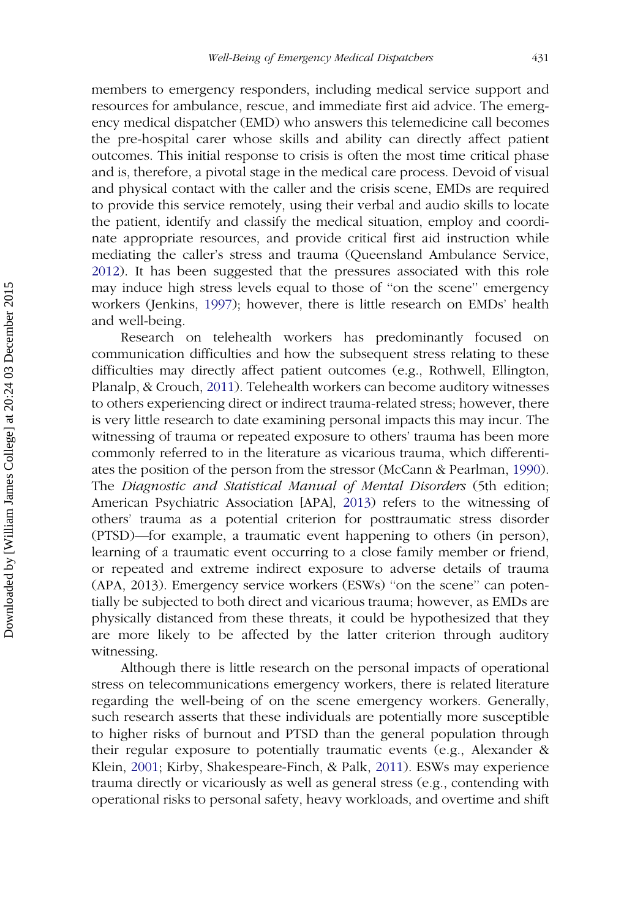members to emergency responders, including medical service support and resources for ambulance, rescue, and immediate first aid advice. The emergency medical dispatcher (EMD) who answers this telemedicine call becomes the pre-hospital carer whose skills and ability can directly affect patient outcomes. This initial response to crisis is often the most time critical phase and is, therefore, a pivotal stage in the medical care process. Devoid of visual and physical contact with the caller and the crisis scene, EMDs are required to provide this service remotely, using their verbal and audio skills to locate the patient, identify and classify the medical situation, employ and coordinate appropriate resources, and provide critical first aid instruction while mediating the caller's stress and trauma (Queensland Ambulance Service, 2012). It has been suggested that the pressures associated with this role may induce high stress levels equal to those of "on the scene" emergency workers (Jenkins, 1997); however, there is little research on EMDs' health and well-being.

Research on telehealth workers has predominantly focused on communication difficulties and how the subsequent stress relating to these difficulties may directly affect patient outcomes (e.g., Rothwell, Ellington, Planalp, & Crouch, 2011). Telehealth workers can become auditory witnesses to others experiencing direct or indirect trauma-related stress; however, there is very little research to date examining personal impacts this may incur. The witnessing of trauma or repeated exposure to others' trauma has been more commonly referred to in the literature as vicarious trauma, which differentiates the position of the person from the stressor (McCann & Pearlman, 1990). The *Diagnostic and Statistical Manual of Mental Disorders* (5th edition; American Psychiatric Association [APA], 2013) refers to the witnessing of others' trauma as a potential criterion for posttraumatic stress disorder (PTSD)—for example, a traumatic event happening to others (in person), learning of a traumatic event occurring to a close family member or friend, or repeated and extreme indirect exposure to adverse details of trauma (APA, 2013). Emergency service workers (ESWs) "on the scene" can potentially be subjected to both direct and vicarious trauma; however, as EMDs are physically distanced from these threats, it could be hypothesized that they are more likely to be affected by the latter criterion through auditory witnessing.

Although there is little research on the personal impacts of operational stress on telecommunications emergency workers, there is related literature regarding the well-being of on the scene emergency workers. Generally, such research asserts that these individuals are potentially more susceptible to higher risks of burnout and PTSD than the general population through their regular exposure to potentially traumatic events (e.g., Alexander & Klein, 2001; Kirby, Shakespeare-Finch, & Palk, 2011). ESWs may experience trauma directly or vicariously as well as general stress (e.g., contending with operational risks to personal safety, heavy workloads, and overtime and shift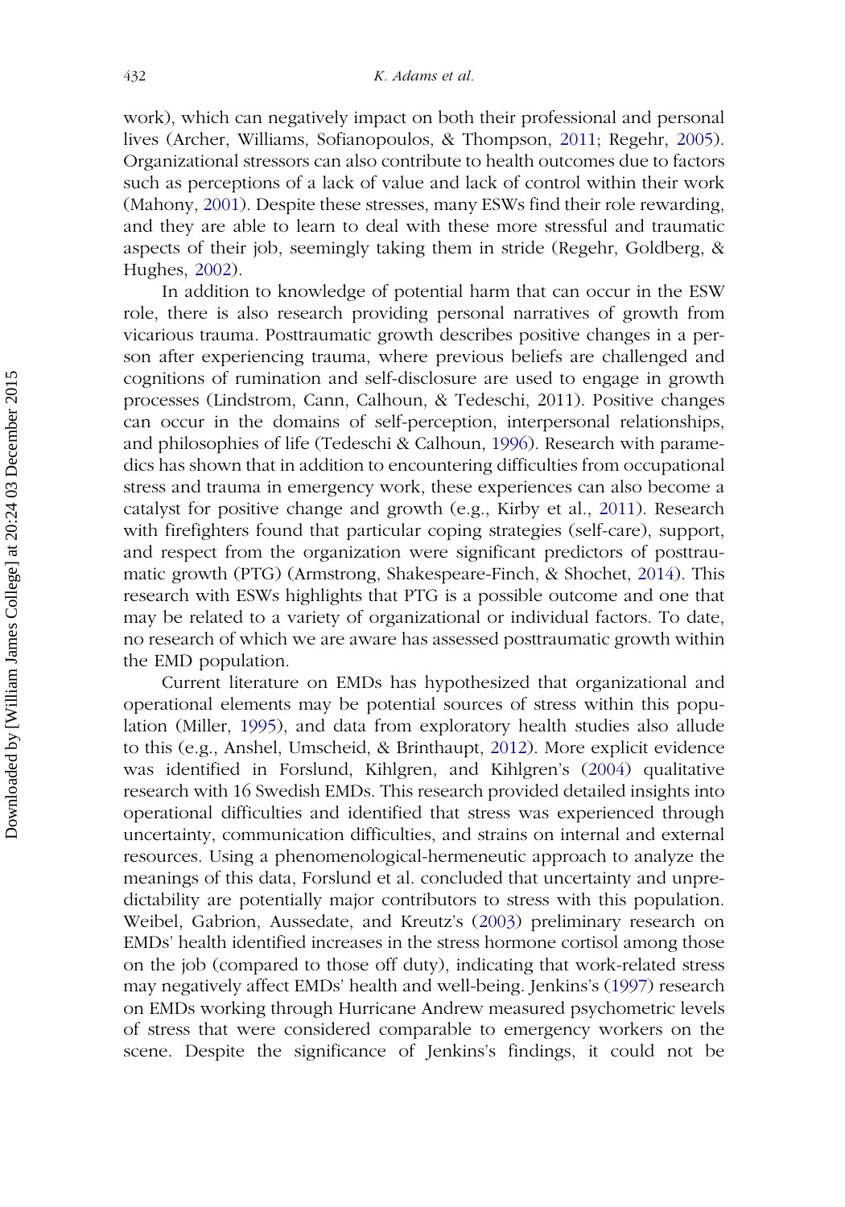work), which can negatively impact on both their professional and personal lives (Archer, Williams, Sofianopoulos, & Thompson, 2011; Regehr, 2005). Organizational stressors can also contribute to health outcomes due to factors such as perceptions of a lack of value and lack of control within their work (Mahony, 2001). Despite these stresses, many ESWs find their role rewarding, and they are able to learn to deal with these more stressful and traumatic aspects of their job, seemingly taking them in stride (Regehr, Goldberg, & Hughes, 2002).

In addition to knowledge of potential harm that can occur in the ESW role, there is also research providing personal narratives of growth from vicarious trauma. Posttraumatic growth describes positive changes in a person after experiencing trauma, where previous beliefs are challenged and cognitions of rumination and self-disclosure are used to engage in growth processes (Lindstrom, Cann, Calhoun, & Tedeschi, 2011). Positive changes can occur in the domains of self-perception, interpersonal relationships, and philosophies of life (Tedeschi & Calhoun, 1996). Research with paramedics has shown that in addition to encountering difficulties from occupational stress and trauma in emergency work, these experiences can also become a catalyst for positive change and growth (e.g., Kirby et al., 2011). Research with firefighters found that particular coping strategies (self-care), support, and respect from the organization were significant predictors of posttraumatic growth (PTG) (Armstrong, Shakespeare-Finch, & Shochet, 2014). This research with ESWs highlights that PTG is a possible outcome and one that may be related to a variety of organizational or individual factors. To date, no research of which we are aware has assessed posttraumatic growth within the EMD population.

Current literature on EMDs has hypothesized that organizational and operational elements may be potential sources of stress within this population (Miller, 1995), and data from exploratory health studies also allude to this (e.g., Anshel, Umscheid, & Brinthaupt, 2012). More explicit evidence was identified in Forslund, Kihlgren, and Kihlgren's (2004) qualitative research with 16 Swedish EMDs. This research provided detailed insights into operational difficulties and identified that stress was experienced through uncertainty, communication difficulties, and strains on internal and external resources. Using a phenomenological-hermeneutic approach to analyze the meanings of this data, Forslund et al. concluded that uncertainty and unpredictability are potentially major contributors to stress with this population. Weibel, Gabrion, Aussedate, and Kreutz's (2003) preliminary research on EMDs' health identified increases in the stress hormone cortisol among those on the job (compared to those off duty), indicating that work-related stress may negatively affect EMDs' health and well-being. Jenkins's (1997) research on EMDs working through Hurricane Andrew measured psychometric levels of stress that were considered comparable to emergency workers on the scene. Despite the significance of Jenkins's findings, it could not be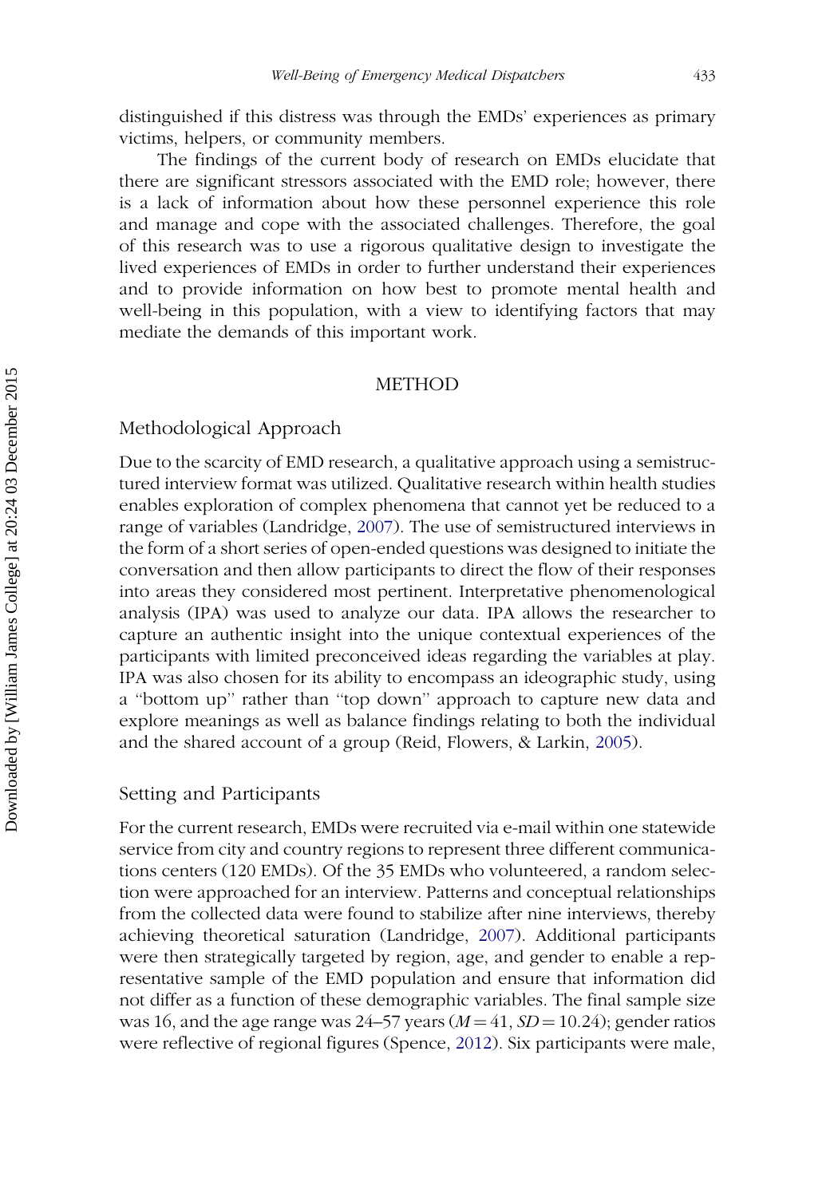distinguished if this distress was through the EMDs' experiences as primary victims, helpers, or community members.

The findings of the current body of research on EMDs elucidate that there are significant stressors associated with the EMD role; however, there is a lack of information about how these personnel experience this role and manage and cope with the associated challenges. Therefore, the goal of this research was to use a rigorous qualitative design to investigate the lived experiences of EMDs in order to further understand their experiences and to provide information on how best to promote mental health and well-being in this population, with a view to identifying factors that may mediate the demands of this important work.

## METHOD

### Methodological Approach

Due to the scarcity of EMD research, a qualitative approach using a semistructured interview format was utilized. Qualitative research within health studies enables exploration of complex phenomena that cannot yet be reduced to a range of variables (Landridge, 2007). The use of semistructured interviews in the form of a short series of open-ended questions was designed to initiate the conversation and then allow participants to direct the flow of their responses into areas they considered most pertinent. Interpretative phenomenological analysis (IPA) was used to analyze our data. IPA allows the researcher to capture an authentic insight into the unique contextual experiences of the participants with limited preconceived ideas regarding the variables at play. IPA was also chosen for its ability to encompass an ideographic study, using a "bottom up" rather than "top down" approach to capture new data and explore meanings as well as balance findings relating to both the individual and the shared account of a group (Reid, Flowers, & Larkin, 2005).

### Setting and Participants

For the current research, EMDs were recruited via e-mail within one statewide service from city and country regions to represent three different communications centers (120 EMDs). Of the 35 EMDs who volunteered, a random selection were approached for an interview. Patterns and conceptual relationships from the collected data were found to stabilize after nine interviews, thereby achieving theoretical saturation (Landridge, 2007). Additional participants were then strategically targeted by region, age, and gender to enable a representative sample of the EMD population and ensure that information did not differ as a function of these demographic variables. The final sample size was 16, and the age range was 24–57 years ($M = 41$, $SD = 10.24$); gender ratios were reflective of regional figures (Spence, 2012). Six participants were male,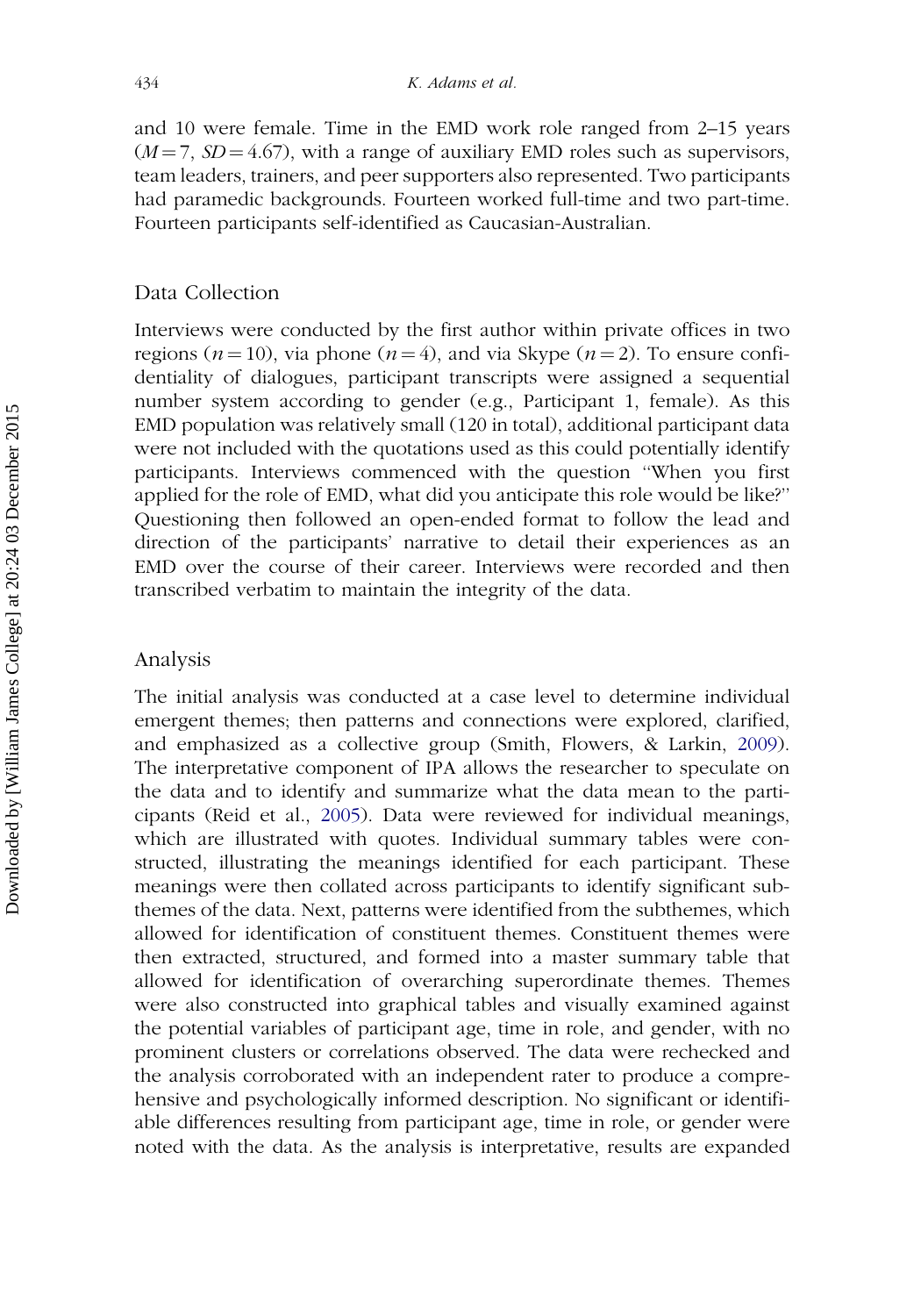and 10 were female. Time in the EMD work role ranged from 2–15 years ($M = 7$, $SD = 4.67$), with a range of auxiliary EMD roles such as supervisors, team leaders, trainers, and peer supporters also represented. Two participants had paramedic backgrounds. Fourteen worked full-time and two part-time. Fourteen participants self-identified as Caucasian-Australian.

## Data Collection

Interviews were conducted by the first author within private offices in two regions ($n = 10$), via phone ($n = 4$), and via Skype ($n = 2$). To ensure confidentiality of dialogues, participant transcripts were assigned a sequential number system according to gender (e.g., Participant 1, female). As this EMD population was relatively small (120 in total), additional participant data were not included with the quotations used as this could potentially identify participants. Interviews commenced with the question "When you first applied for the role of EMD, what did you anticipate this role would be like?" Questioning then followed an open-ended format to follow the lead and direction of the participants' narrative to detail their experiences as an EMD over the course of their career. Interviews were recorded and then transcribed verbatim to maintain the integrity of the data.

## Analysis

The initial analysis was conducted at a case level to determine individual emergent themes; then patterns and connections were explored, clarified, and emphasized as a collective group (Smith, Flowers, & Larkin, 2009). The interpretative component of IPA allows the researcher to speculate on the data and to identify and summarize what the data mean to the participants (Reid et al., 2005). Data were reviewed for individual meanings, which are illustrated with quotes. Individual summary tables were constructed, illustrating the meanings identified for each participant. These meanings were then collated across participants to identify significant subthemes of the data. Next, patterns were identified from the subthemes, which allowed for identification of constituent themes. Constituent themes were then extracted, structured, and formed into a master summary table that allowed for identification of overarching superordinate themes. Themes were also constructed into graphical tables and visually examined against the potential variables of participant age, time in role, and gender, with no prominent clusters or correlations observed. The data were rechecked and the analysis corroborated with an independent rater to produce a comprehensive and psychologically informed description. No significant or identifiable differences resulting from participant age, time in role, or gender were noted with the data. As the analysis is interpretative, results are expanded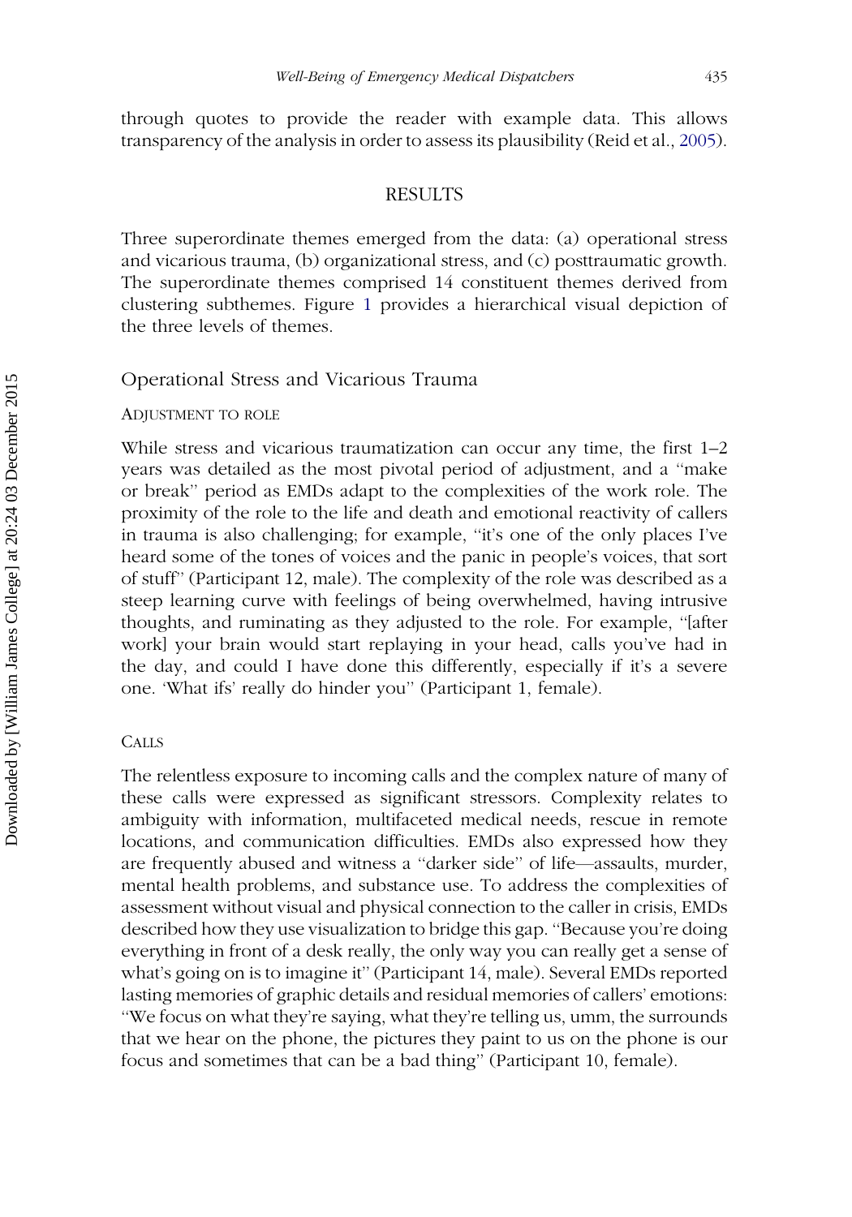through quotes to provide the reader with example data. This allows transparency of the analysis in order to assess its plausibility (Reid et al., 2005).

## RESULTS

Three superordinate themes emerged from the data: (a) operational stress and vicarious trauma, (b) organizational stress, and (c) posttraumatic growth. The superordinate themes comprised 14 constituent themes derived from clustering subthemes. Figure 1 provides a hierarchical visual depiction of the three levels of themes.

### Operational Stress and Vicarious Trauma

#### Adjustment to Role

While stress and vicarious traumatization can occur any time, the first 1–2 years was detailed as the most pivotal period of adjustment, and a "make or break" period as EMDs adapt to the complexities of the work role. The proximity of the role to the life and death and emotional reactivity of callers in trauma is also challenging; for example, "it's one of the only places I've heard some of the tones of voices and the panic in people's voices, that sort of stuff" (Participant 12, male). The complexity of the role was described as a steep learning curve with feelings of being overwhelmed, having intrusive thoughts, and ruminating as they adjusted to the role. For example, "[after work] your brain would start replaying in your head, calls you've had in the day, and could I have done this differently, especially if it's a severe one. 'What ifs' really do hinder you" (Participant 1, female).

#### Calls

The relentless exposure to incoming calls and the complex nature of many of these calls were expressed as significant stressors. Complexity relates to ambiguity with information, multifaceted medical needs, rescue in remote locations, and communication difficulties. EMDs also expressed how they are frequently abused and witness a "darker side" of life—assaults, murder, mental health problems, and substance use. To address the complexities of assessment without visual and physical connection to the caller in crisis, EMDs described how they use visualization to bridge this gap. "Because you're doing everything in front of a desk really, the only way you can really get a sense of what's going on is to imagine it" (Participant 14, male). Several EMDs reported lasting memories of graphic details and residual memories of callers' emotions: "We focus on what they're saying, what they're telling us, umm, the surrounds that we hear on the phone, the pictures they paint to us on the phone is our focus and sometimes that can be a bad thing" (Participant 10, female).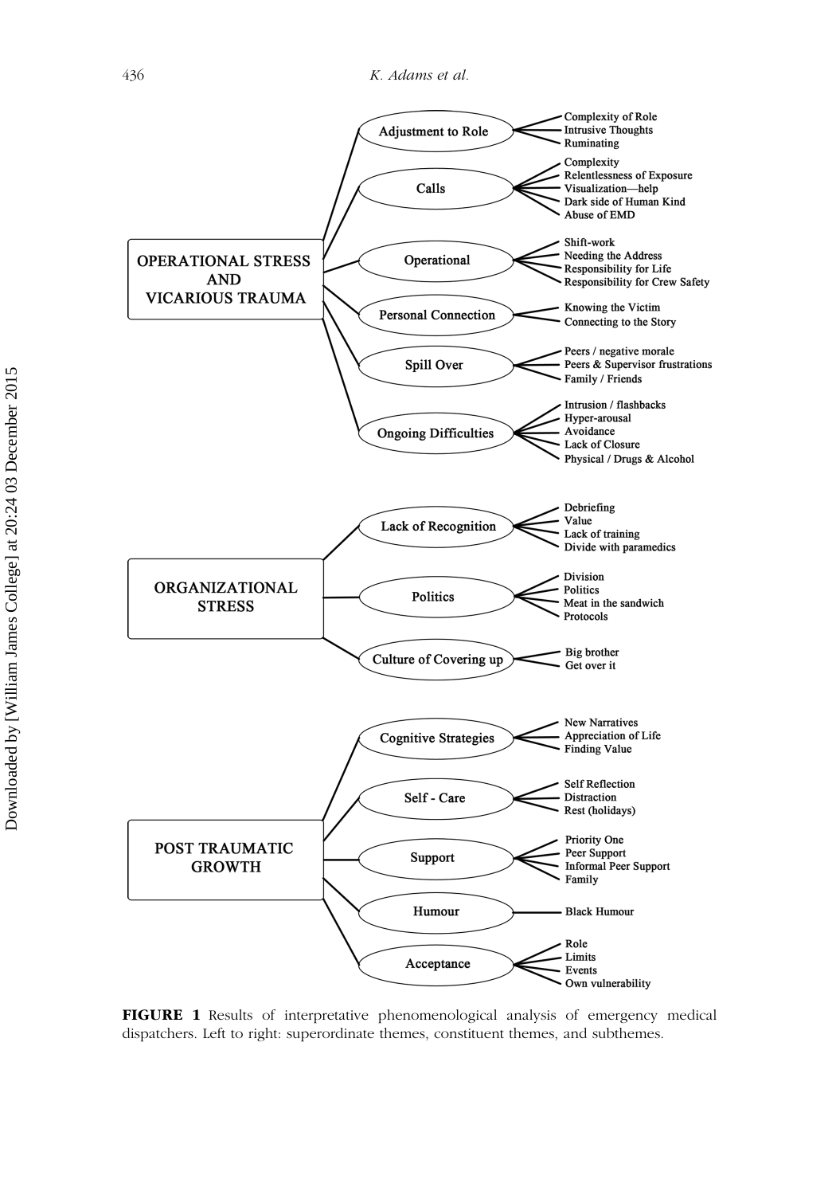**OPERATIONAL STRESS AND VICARIOUS TRAUMA**

- **Adjustment to Role**
  - Complexity of Role
  - Intrusive Thoughts
  - Ruminating
- **Calls**
  - Complexity
  - Relentlessness of Exposure
  - Visualization—help
  - Dark side of Human Kind
  - Abuse of EMD
- **Operational**
  - Shift-work
  - Needing the Address
  - Responsibility for Life
  - Responsibility for Crew Safety
- **Personal Connection**
  - Knowing the Victim
  - Connecting to the Story
- **Spill Over**
  - Peers / negative morale
  - Peers & Supervisor frustrations
  - Family / Friends
- **Ongoing Difficulties**
  - Intrusion / flashbacks
  - Hyper-arousal
  - Avoidance
  - Lack of Closure
  - Physical / Drugs & Alcohol

**ORGANIZATIONAL STRESS**

- **Lack of Recognition**
  - Debriefing
  - Value
  - Lack of training
  - Divide with paramedics
- **Politics**
  - Division
  - Politics
  - Meat in the sandwich
  - Protocols
- **Culture of Covering up**
  - Big brother
  - Get over it

**POST TRAUMATIC GROWTH**

- **Cognitive Strategies**
  - New Narratives
  - Appreciation of Life
  - Finding Value
- **Self - Care**
  - Self Reflection
  - Distraction
  - Rest (holidays)
- **Support**
  - Priority One
  - Peer Support
  - Informal Peer Support
  - Family
- **Humour**
  - Black Humour
- **Acceptance**
  - Role
  - Limits
  - Events
  - Own vulnerability

**FIGURE 1** Results of interpretative phenomenological analysis of emergency medical dispatchers. Left to right: superordinate themes, constituent themes, and subthemes.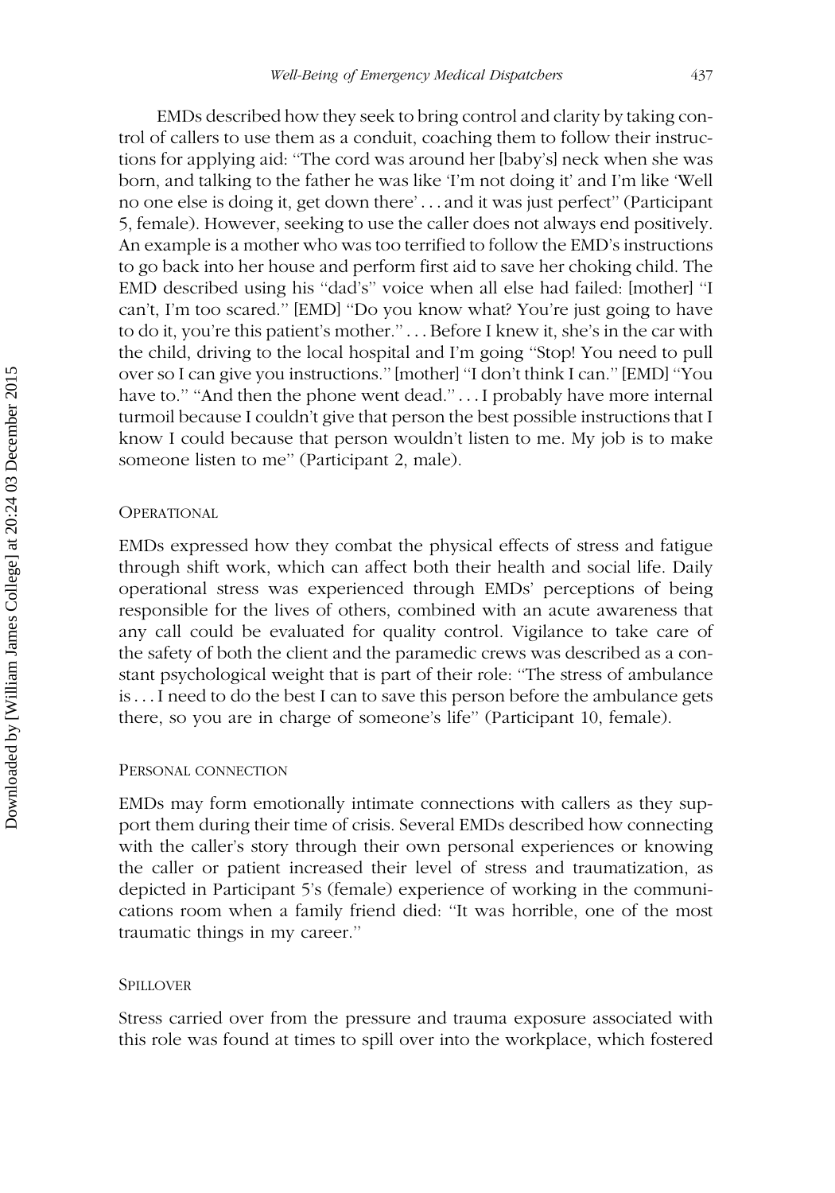EMDs described how they seek to bring control and clarity by taking control of callers to use them as a conduit, coaching them to follow their instructions for applying aid: ''The cord was around her [baby's] neck when she was born, and talking to the father he was like 'I'm not doing it' and I'm like 'Well no one else is doing it, get down there' . . . and it was just perfect'' (Participant 5, female). However, seeking to use the caller does not always end positively. An example is a mother who was too terrified to follow the EMD's instructions to go back into her house and perform first aid to save her choking child. The EMD described using his ''dad's'' voice when all else had failed: [mother] ''I can't, I'm too scared.'' [EMD] ''Do you know what? You're just going to have to do it, you're this patient's mother.'' . . . Before I knew it, she's in the car with the child, driving to the local hospital and I'm going ''Stop! You need to pull over so I can give you instructions.'' [mother] ''I don't think I can.'' [EMD] ''You have to.'' ''And then the phone went dead.'' . . . I probably have more internal turmoil because I couldn't give that person the best possible instructions that I know I could because that person wouldn't listen to me. My job is to make someone listen to me'' (Participant 2, male).

#### Operational

EMDs expressed how they combat the physical effects of stress and fatigue through shift work, which can affect both their health and social life. Daily operational stress was experienced through EMDs' perceptions of being responsible for the lives of others, combined with an acute awareness that any call could be evaluated for quality control. Vigilance to take care of the safety of both the client and the paramedic crews was described as a constant psychological weight that is part of their role: ''The stress of ambulance is . . . I need to do the best I can to save this person before the ambulance gets there, so you are in charge of someone's life'' (Participant 10, female).

#### Personal connection

EMDs may form emotionally intimate connections with callers as they support them during their time of crisis. Several EMDs described how connecting with the caller's story through their own personal experiences or knowing the caller or patient increased their level of stress and traumatization, as depicted in Participant 5's (female) experience of working in the communications room when a family friend died: ''It was horrible, one of the most traumatic things in my career.''

#### Spillover

Stress carried over from the pressure and trauma exposure associated with this role was found at times to spill over into the workplace, which fostered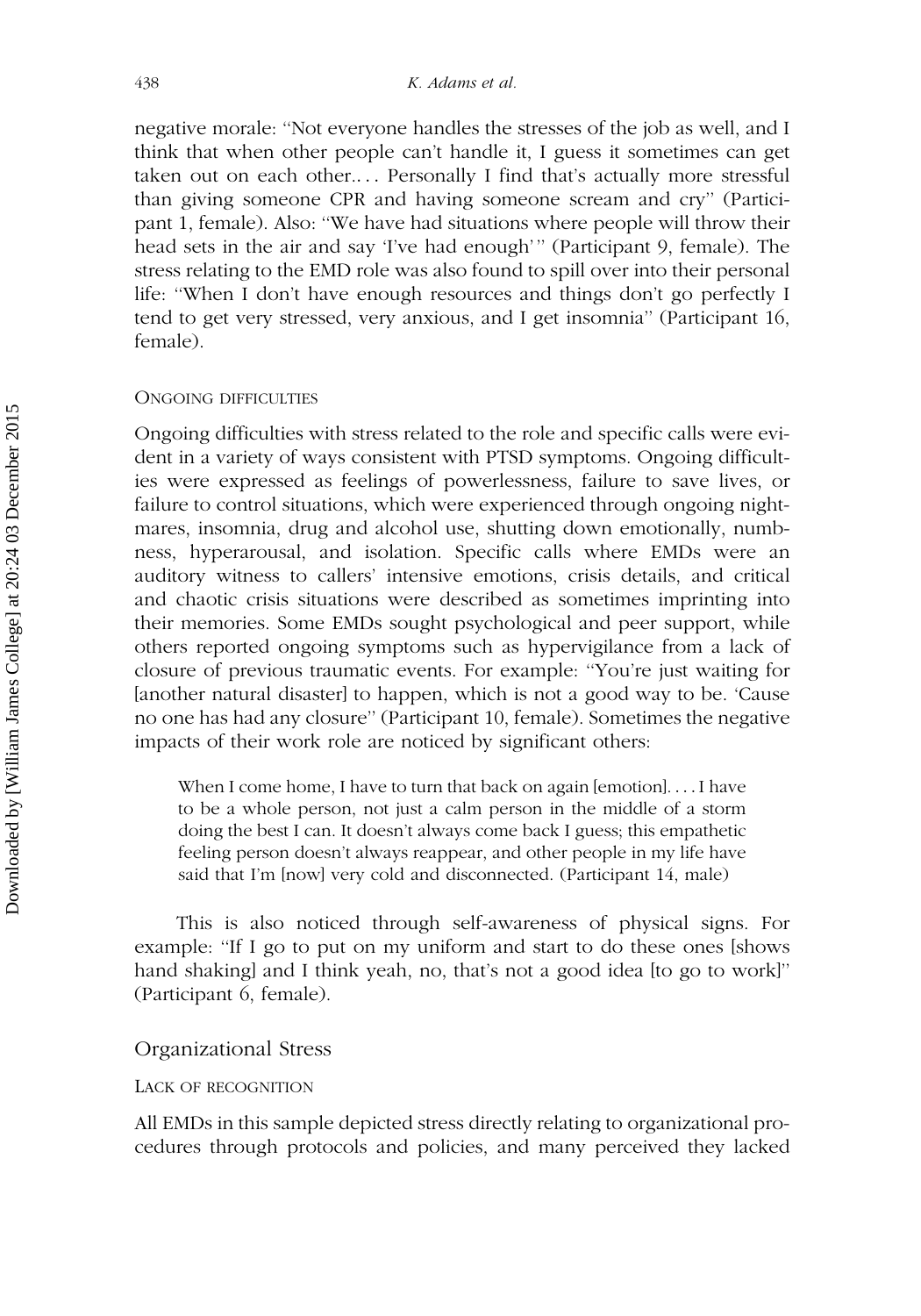negative morale: “Not everyone handles the stresses of the job as well, and I think that when other people can’t handle it, I guess it sometimes can get taken out on each other.. . . Personally I find that’s actually more stressful than giving someone CPR and having someone scream and cry” (Participant 1, female). Also: “We have had situations where people will throw their head sets in the air and say ‘I’ve had enough’ ” (Participant 9, female). The stress relating to the EMD role was also found to spill over into their personal life: “When I don’t have enough resources and things don’t go perfectly I tend to get very stressed, very anxious, and I get insomnia” (Participant 16, female).

#### Ongoing difficulties

Ongoing difficulties with stress related to the role and specific calls were evident in a variety of ways consistent with PTSD symptoms. Ongoing difficulties were expressed as feelings of powerlessness, failure to save lives, or failure to control situations, which were experienced through ongoing nightmares, insomnia, drug and alcohol use, shutting down emotionally, numbness, hyperarousal, and isolation. Specific calls where EMDs were an auditory witness to callers’ intensive emotions, crisis details, and critical and chaotic crisis situations were described as sometimes imprinting into their memories. Some EMDs sought psychological and peer support, while others reported ongoing symptoms such as hypervigilance from a lack of closure of previous traumatic events. For example: “You’re just waiting for [another natural disaster] to happen, which is not a good way to be. ‘Cause no one has had any closure” (Participant 10, female). Sometimes the negative impacts of their work role are noticed by significant others:

> When I come home, I have to turn that back on again [emotion]. . . . I have to be a whole person, not just a calm person in the middle of a storm doing the best I can. It doesn’t always come back I guess; this empathetic feeling person doesn’t always reappear, and other people in my life have said that I’m [now] very cold and disconnected. (Participant 14, male)

This is also noticed through self-awareness of physical signs. For example: “If I go to put on my uniform and start to do these ones [shows hand shaking] and I think yeah, no, that’s not a good idea [to go to work]” (Participant 6, female).

### Organizational Stress

#### Lack of recognition

All EMDs in this sample depicted stress directly relating to organizational procedures through protocols and policies, and many perceived they lacked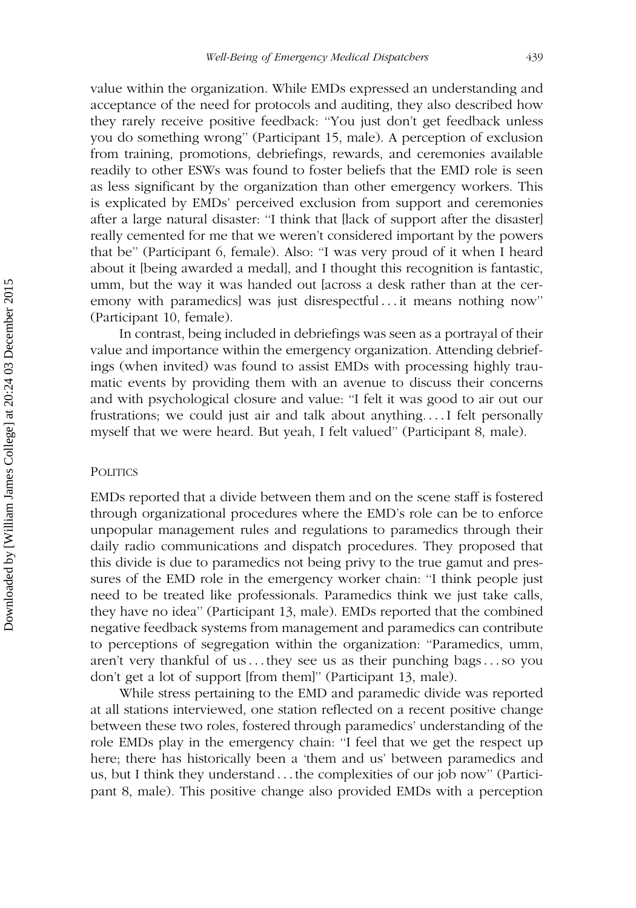value within the organization. While EMDs expressed an understanding and acceptance of the need for protocols and auditing, they also described how they rarely receive positive feedback: "You just don't get feedback unless you do something wrong" (Participant 15, male). A perception of exclusion from training, promotions, debriefings, rewards, and ceremonies available readily to other ESWs was found to foster beliefs that the EMD role is seen as less significant by the organization than other emergency workers. This is explicated by EMDs' perceived exclusion from support and ceremonies after a large natural disaster: "I think that [lack of support after the disaster] really cemented for me that we weren't considered important by the powers that be" (Participant 6, female). Also: "I was very proud of it when I heard about it [being awarded a medal], and I thought this recognition is fantastic, umm, but the way it was handed out [across a desk rather than at the ceremony with paramedics] was just disrespectful . . . it means nothing now" (Participant 10, female).

In contrast, being included in debriefings was seen as a portrayal of their value and importance within the emergency organization. Attending debriefings (when invited) was found to assist EMDs with processing highly traumatic events by providing them with an avenue to discuss their concerns and with psychological closure and value: "I felt it was good to air out our frustrations; we could just air and talk about anything. . . . I felt personally myself that we were heard. But yeah, I felt valued" (Participant 8, male).

### Politics

EMDs reported that a divide between them and on the scene staff is fostered through organizational procedures where the EMD's role can be to enforce unpopular management rules and regulations to paramedics through their daily radio communications and dispatch procedures. They proposed that this divide is due to paramedics not being privy to the true gamut and pressures of the EMD role in the emergency worker chain: "I think people just need to be treated like professionals. Paramedics think we just take calls, they have no idea" (Participant 13, male). EMDs reported that the combined negative feedback systems from management and paramedics can contribute to perceptions of segregation within the organization: "Paramedics, umm, aren't very thankful of us . . . they see us as their punching bags . . . so you don't get a lot of support [from them]" (Participant 13, male).

While stress pertaining to the EMD and paramedic divide was reported at all stations interviewed, one station reflected on a recent positive change between these two roles, fostered through paramedics' understanding of the role EMDs play in the emergency chain: "I feel that we get the respect up here; there has historically been a 'them and us' between paramedics and us, but I think they understand . . . the complexities of our job now" (Participant 8, male). This positive change also provided EMDs with a perception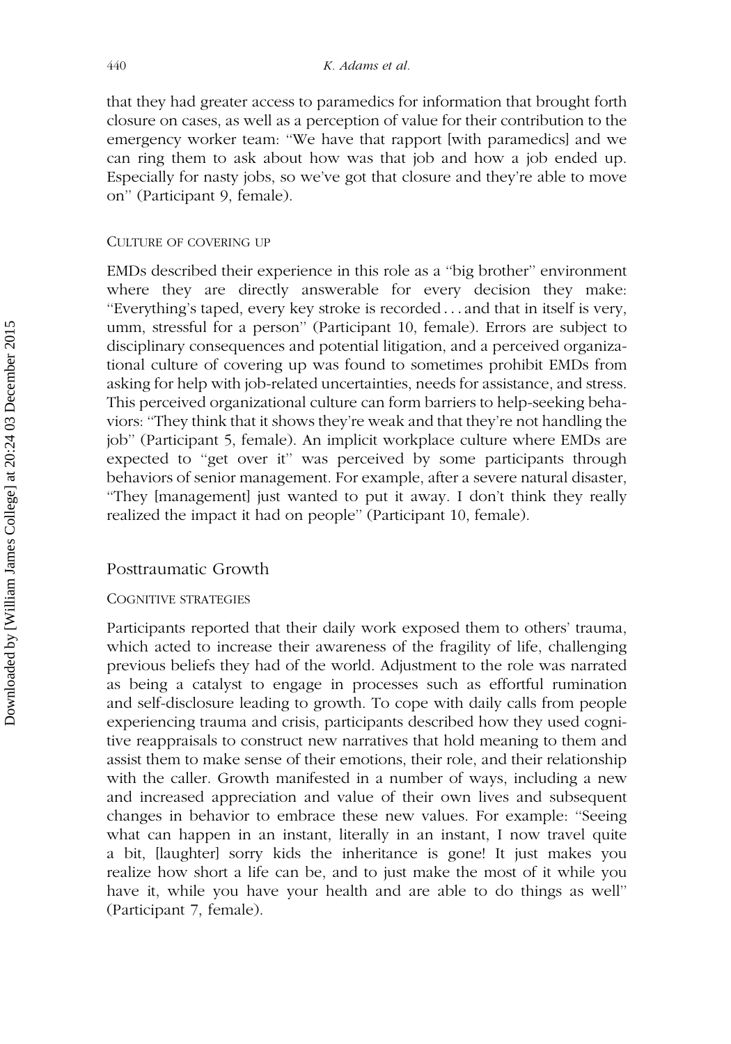that they had greater access to paramedics for information that brought forth closure on cases, as well as a perception of value for their contribution to the emergency worker team: "We have that rapport [with paramedics] and we can ring them to ask about how was that job and how a job ended up. Especially for nasty jobs, so we've got that closure and they're able to move on" (Participant 9, female).

#### CULTURE OF COVERING UP

EMDs described their experience in this role as a "big brother" environment where they are directly answerable for every decision they make: "Everything's taped, every key stroke is recorded . . . and that in itself is very, umm, stressful for a person" (Participant 10, female). Errors are subject to disciplinary consequences and potential litigation, and a perceived organizational culture of covering up was found to sometimes prohibit EMDs from asking for help with job-related uncertainties, needs for assistance, and stress. This perceived organizational culture can form barriers to help-seeking behaviors: "They think that it shows they're weak and that they're not handling the job" (Participant 5, female). An implicit workplace culture where EMDs are expected to "get over it" was perceived by some participants through behaviors of senior management. For example, after a severe natural disaster, "They [management] just wanted to put it away. I don't think they really realized the impact it had on people" (Participant 10, female).

### Posttraumatic Growth

#### COGNITIVE STRATEGIES

Participants reported that their daily work exposed them to others' trauma, which acted to increase their awareness of the fragility of life, challenging previous beliefs they had of the world. Adjustment to the role was narrated as being a catalyst to engage in processes such as effortful rumination and self-disclosure leading to growth. To cope with daily calls from people experiencing trauma and crisis, participants described how they used cognitive reappraisals to construct new narratives that hold meaning to them and assist them to make sense of their emotions, their role, and their relationship with the caller. Growth manifested in a number of ways, including a new and increased appreciation and value of their own lives and subsequent changes in behavior to embrace these new values. For example: "Seeing what can happen in an instant, literally in an instant, I now travel quite a bit, [laughter] sorry kids the inheritance is gone! It just makes you realize how short a life can be, and to just make the most of it while you have it, while you have your health and are able to do things as well" (Participant 7, female).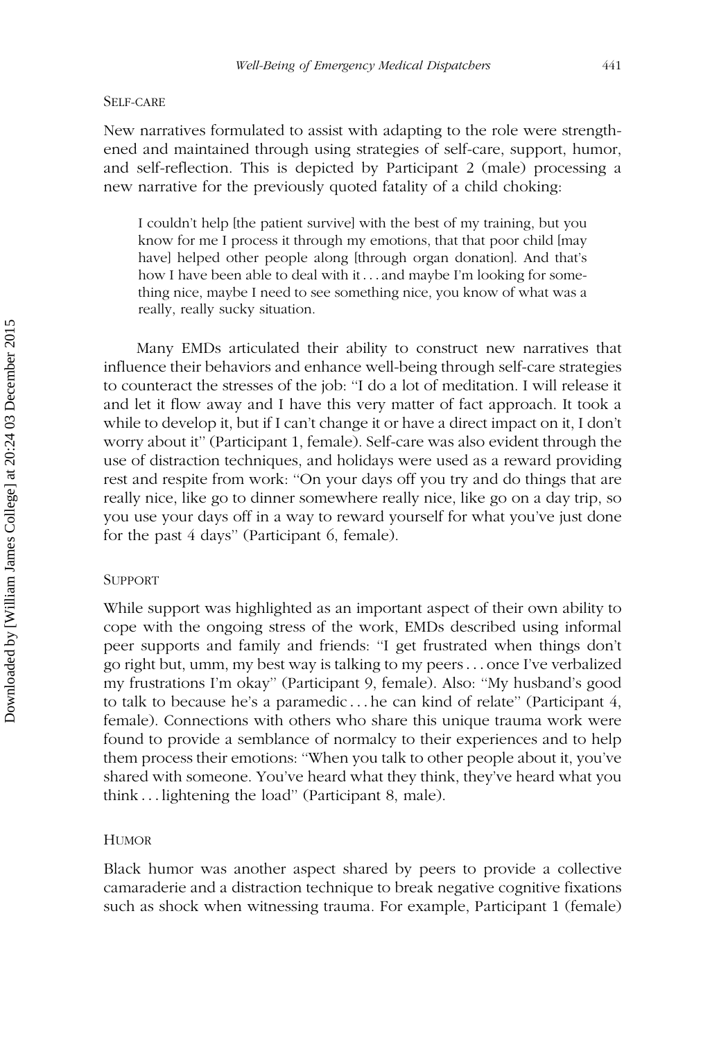### SELF-CARE

New narratives formulated to assist with adapting to the role were strengthened and maintained through using strategies of self-care, support, humor, and self-reflection. This is depicted by Participant 2 (male) processing a new narrative for the previously quoted fatality of a child choking:

> I couldn't help [the patient survive] with the best of my training, but you know for me I process it through my emotions, that that poor child [may have] helped other people along [through organ donation]. And that's how I have been able to deal with it . . . and maybe I'm looking for something nice, maybe I need to see something nice, you know of what was a really, really sucky situation.

Many EMDs articulated their ability to construct new narratives that influence their behaviors and enhance well-being through self-care strategies to counteract the stresses of the job: "I do a lot of meditation. I will release it and let it flow away and I have this very matter of fact approach. It took a while to develop it, but if I can't change it or have a direct impact on it, I don't worry about it" (Participant 1, female). Self-care was also evident through the use of distraction techniques, and holidays were used as a reward providing rest and respite from work: "On your days off you try and do things that are really nice, like go to dinner somewhere really nice, like go on a day trip, so you use your days off in a way to reward yourself for what you've just done for the past 4 days" (Participant 6, female).

### SUPPORT

While support was highlighted as an important aspect of their own ability to cope with the ongoing stress of the work, EMDs described using informal peer supports and family and friends: "I get frustrated when things don't go right but, umm, my best way is talking to my peers . . . once I've verbalized my frustrations I'm okay" (Participant 9, female). Also: "My husband's good to talk to because he's a paramedic . . . he can kind of relate" (Participant 4, female). Connections with others who share this unique trauma work were found to provide a semblance of normalcy to their experiences and to help them process their emotions: "When you talk to other people about it, you've shared with someone. You've heard what they think, they've heard what you think . . . lightening the load" (Participant 8, male).

### HUMOR

Black humor was another aspect shared by peers to provide a collective camaraderie and a distraction technique to break negative cognitive fixations such as shock when witnessing trauma. For example, Participant 1 (female)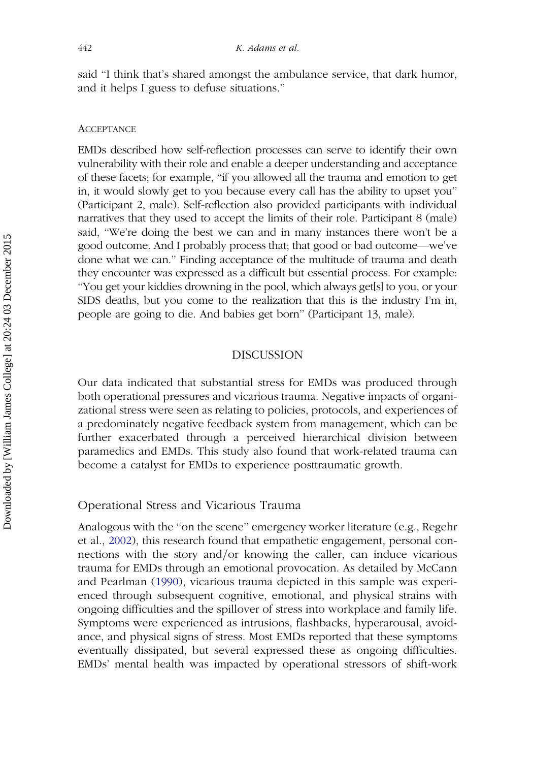said "I think that's shared amongst the ambulance service, that dark humor, and it helps I guess to defuse situations."

### Acceptance

EMDs described how self-reflection processes can serve to identify their own vulnerability with their role and enable a deeper understanding and acceptance of these facets; for example, "if you allowed all the trauma and emotion to get in, it would slowly get to you because every call has the ability to upset you" (Participant 2, male). Self-reflection also provided participants with individual narratives that they used to accept the limits of their role. Participant 8 (male) said, "We're doing the best we can and in many instances there won't be a good outcome. And I probably process that; that good or bad outcome—we've done what we can." Finding acceptance of the multitude of trauma and death they encounter was expressed as a difficult but essential process. For example: "You get your kiddies drowning in the pool, which always get[s] to you, or your SIDS deaths, but you come to the realization that this is the industry I'm in, people are going to die. And babies get born" (Participant 13, male).

## DISCUSSION

Our data indicated that substantial stress for EMDs was produced through both operational pressures and vicarious trauma. Negative impacts of organizational stress were seen as relating to policies, protocols, and experiences of a predominately negative feedback system from management, which can be further exacerbated through a perceived hierarchical division between paramedics and EMDs. This study also found that work-related trauma can become a catalyst for EMDs to experience posttraumatic growth.

### Operational Stress and Vicarious Trauma

Analogous with the "on the scene" emergency worker literature (e.g., Regehr et al., 2002), this research found that empathetic engagement, personal connections with the story and/or knowing the caller, can induce vicarious trauma for EMDs through an emotional provocation. As detailed by McCann and Pearlman (1990), vicarious trauma depicted in this sample was experienced through subsequent cognitive, emotional, and physical strains with ongoing difficulties and the spillover of stress into workplace and family life. Symptoms were experienced as intrusions, flashbacks, hyperarousal, avoidance, and physical signs of stress. Most EMDs reported that these symptoms eventually dissipated, but several expressed these as ongoing difficulties. EMDs' mental health was impacted by operational stressors of shift-work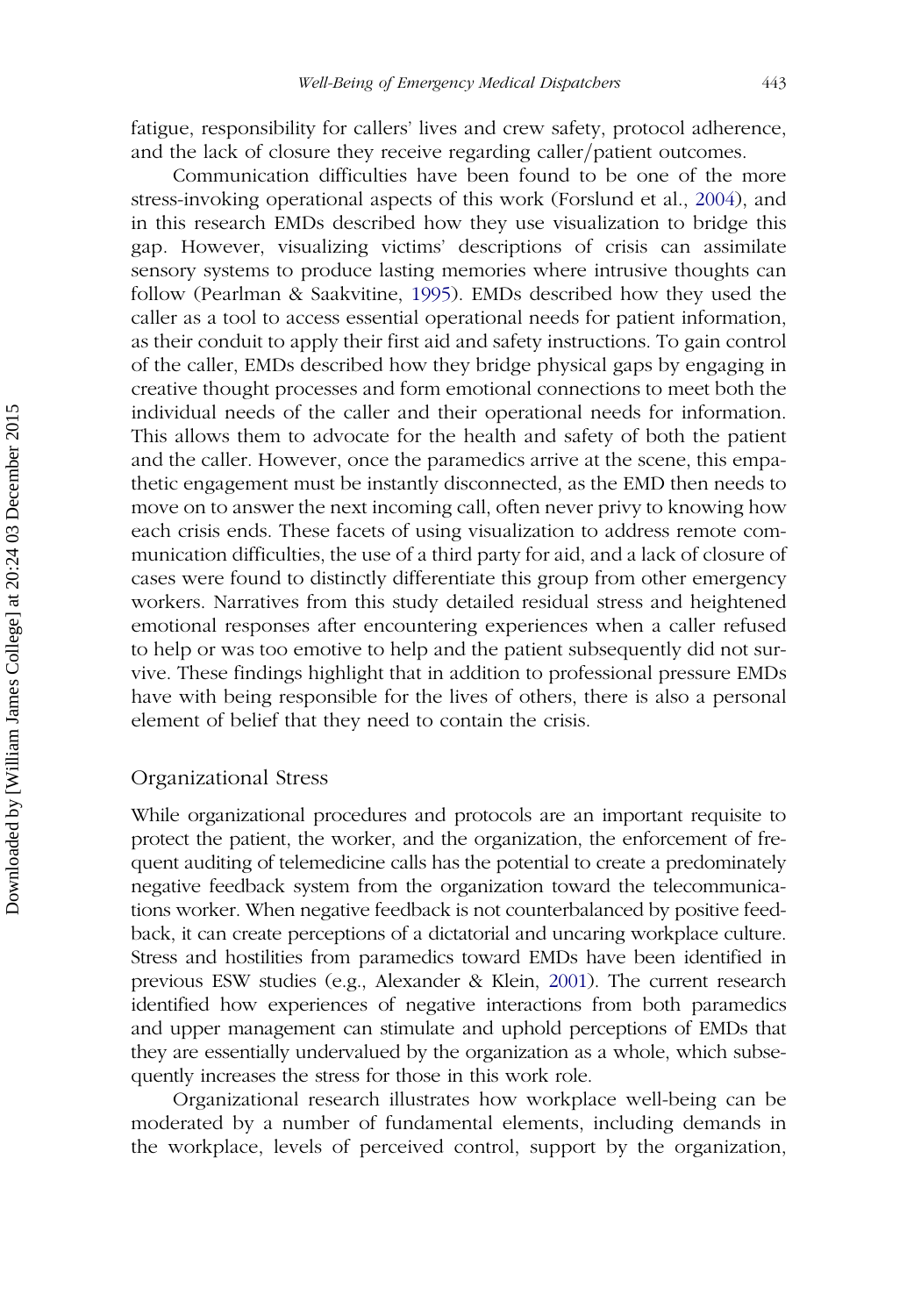fatigue, responsibility for callers' lives and crew safety, protocol adherence, and the lack of closure they receive regarding caller/patient outcomes.

Communication difficulties have been found to be one of the more stress-invoking operational aspects of this work (Forslund et al., 2004), and in this research EMDs described how they use visualization to bridge this gap. However, visualizing victims' descriptions of crisis can assimilate sensory systems to produce lasting memories where intrusive thoughts can follow (Pearlman & Saakvitine, 1995). EMDs described how they used the caller as a tool to access essential operational needs for patient information, as their conduit to apply their first aid and safety instructions. To gain control of the caller, EMDs described how they bridge physical gaps by engaging in creative thought processes and form emotional connections to meet both the individual needs of the caller and their operational needs for information. This allows them to advocate for the health and safety of both the patient and the caller. However, once the paramedics arrive at the scene, this empathetic engagement must be instantly disconnected, as the EMD then needs to move on to answer the next incoming call, often never privy to knowing how each crisis ends. These facets of using visualization to address remote communication difficulties, the use of a third party for aid, and a lack of closure of cases were found to distinctly differentiate this group from other emergency workers. Narratives from this study detailed residual stress and heightened emotional responses after encountering experiences when a caller refused to help or was too emotive to help and the patient subsequently did not survive. These findings highlight that in addition to professional pressure EMDs have with being responsible for the lives of others, there is also a personal element of belief that they need to contain the crisis.

## Organizational Stress

While organizational procedures and protocols are an important requisite to protect the patient, the worker, and the organization, the enforcement of frequent auditing of telemedicine calls has the potential to create a predominately negative feedback system from the organization toward the telecommunications worker. When negative feedback is not counterbalanced by positive feedback, it can create perceptions of a dictatorial and uncaring workplace culture. Stress and hostilities from paramedics toward EMDs have been identified in previous ESW studies (e.g., Alexander & Klein, 2001). The current research identified how experiences of negative interactions from both paramedics and upper management can stimulate and uphold perceptions of EMDs that they are essentially undervalued by the organization as a whole, which subsequently increases the stress for those in this work role.

Organizational research illustrates how workplace well-being can be moderated by a number of fundamental elements, including demands in the workplace, levels of perceived control, support by the organization,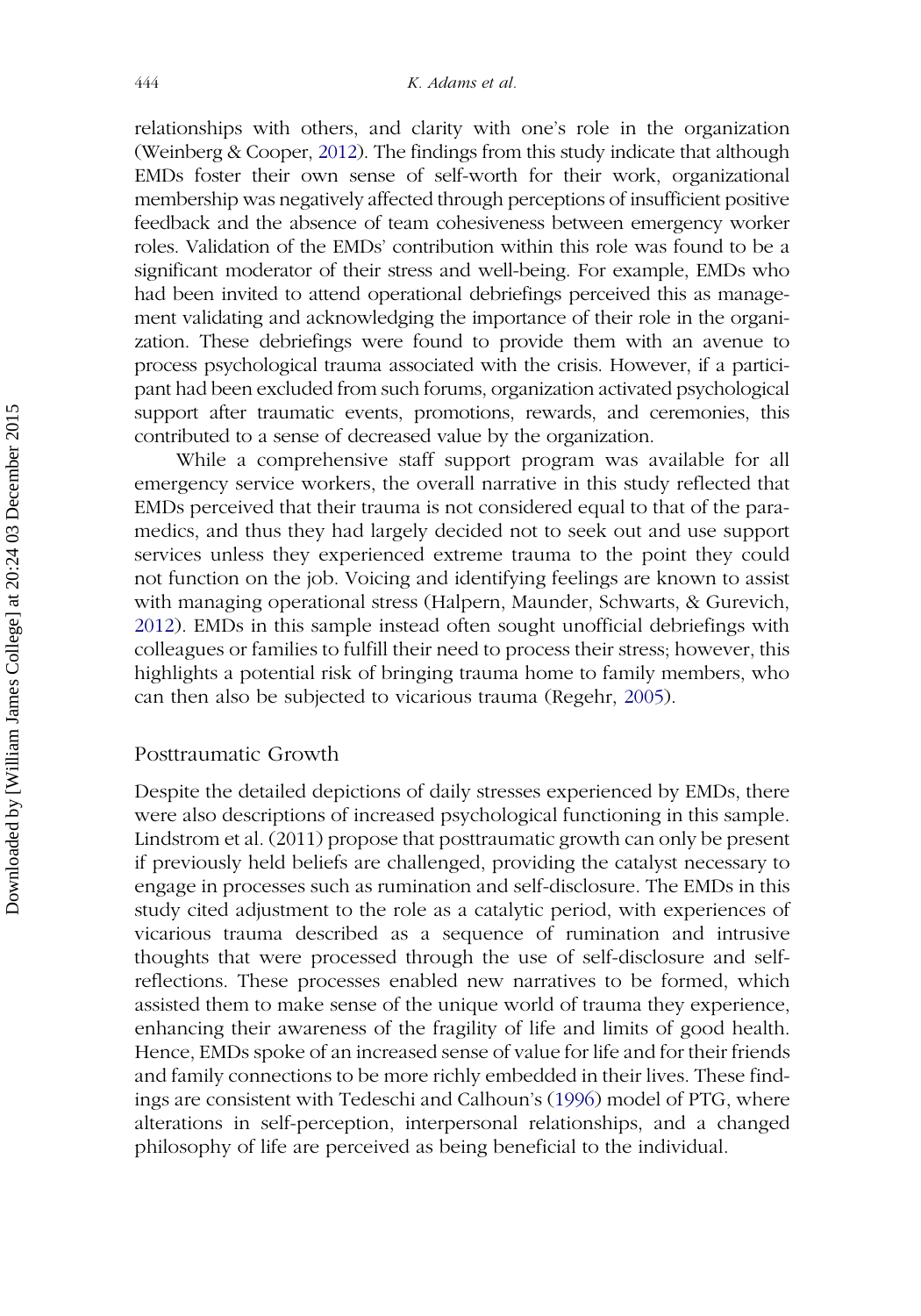relationships with others, and clarity with one's role in the organization (Weinberg & Cooper, 2012). The findings from this study indicate that although EMDs foster their own sense of self-worth for their work, organizational membership was negatively affected through perceptions of insufficient positive feedback and the absence of team cohesiveness between emergency worker roles. Validation of the EMDs' contribution within this role was found to be a significant moderator of their stress and well-being. For example, EMDs who had been invited to attend operational debriefings perceived this as management validating and acknowledging the importance of their role in the organization. These debriefings were found to provide them with an avenue to process psychological trauma associated with the crisis. However, if a participant had been excluded from such forums, organization activated psychological support after traumatic events, promotions, rewards, and ceremonies, this contributed to a sense of decreased value by the organization.

While a comprehensive staff support program was available for all emergency service workers, the overall narrative in this study reflected that EMDs perceived that their trauma is not considered equal to that of the paramedics, and thus they had largely decided not to seek out and use support services unless they experienced extreme trauma to the point they could not function on the job. Voicing and identifying feelings are known to assist with managing operational stress (Halpern, Maunder, Schwarts, & Gurevich, 2012). EMDs in this sample instead often sought unofficial debriefings with colleagues or families to fulfill their need to process their stress; however, this highlights a potential risk of bringing trauma home to family members, who can then also be subjected to vicarious trauma (Regehr, 2005).

## Posttraumatic Growth

Despite the detailed depictions of daily stresses experienced by EMDs, there were also descriptions of increased psychological functioning in this sample. Lindstrom et al. (2011) propose that posttraumatic growth can only be present if previously held beliefs are challenged, providing the catalyst necessary to engage in processes such as rumination and self-disclosure. The EMDs in this study cited adjustment to the role as a catalytic period, with experiences of vicarious trauma described as a sequence of rumination and intrusive thoughts that were processed through the use of self-disclosure and self-reflections. These processes enabled new narratives to be formed, which assisted them to make sense of the unique world of trauma they experience, enhancing their awareness of the fragility of life and limits of good health. Hence, EMDs spoke of an increased sense of value for life and for their friends and family connections to be more richly embedded in their lives. These findings are consistent with Tedeschi and Calhoun's (1996) model of PTG, where alterations in self-perception, interpersonal relationships, and a changed philosophy of life are perceived as being beneficial to the individual.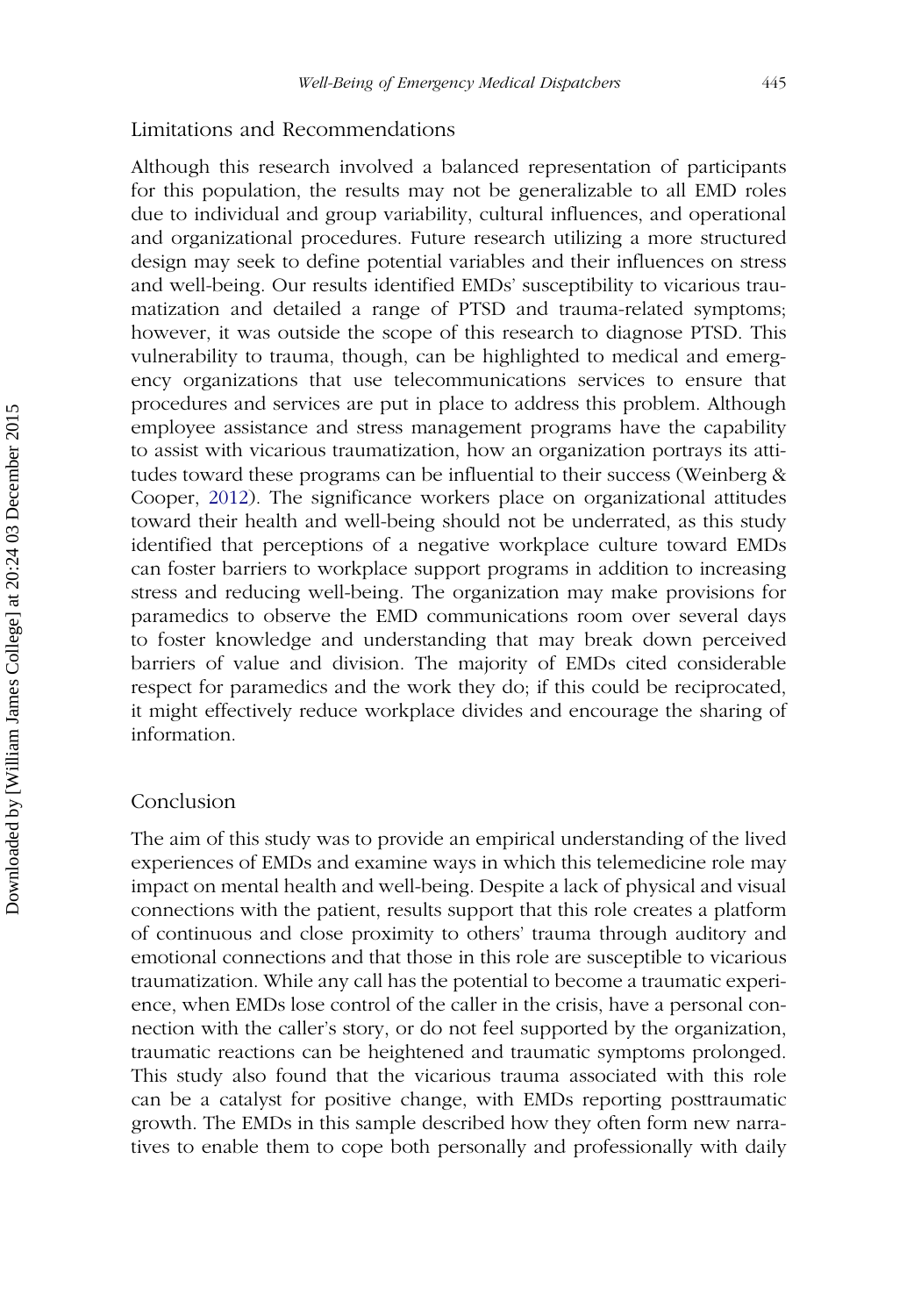## Limitations and Recommendations

Although this research involved a balanced representation of participants for this population, the results may not be generalizable to all EMD roles due to individual and group variability, cultural influences, and operational and organizational procedures. Future research utilizing a more structured design may seek to define potential variables and their influences on stress and well-being. Our results identified EMDs' susceptibility to vicarious traumatization and detailed a range of PTSD and trauma-related symptoms; however, it was outside the scope of this research to diagnose PTSD. This vulnerability to trauma, though, can be highlighted to medical and emergency organizations that use telecommunications services to ensure that procedures and services are put in place to address this problem. Although employee assistance and stress management programs have the capability to assist with vicarious traumatization, how an organization portrays its attitudes toward these programs can be influential to their success (Weinberg & Cooper, 2012). The significance workers place on organizational attitudes toward their health and well-being should not be underrated, as this study identified that perceptions of a negative workplace culture toward EMDs can foster barriers to workplace support programs in addition to increasing stress and reducing well-being. The organization may make provisions for paramedics to observe the EMD communications room over several days to foster knowledge and understanding that may break down perceived barriers of value and division. The majority of EMDs cited considerable respect for paramedics and the work they do; if this could be reciprocated, it might effectively reduce workplace divides and encourage the sharing of information.

## Conclusion

The aim of this study was to provide an empirical understanding of the lived experiences of EMDs and examine ways in which this telemedicine role may impact on mental health and well-being. Despite a lack of physical and visual connections with the patient, results support that this role creates a platform of continuous and close proximity to others' trauma through auditory and emotional connections and that those in this role are susceptible to vicarious traumatization. While any call has the potential to become a traumatic experience, when EMDs lose control of the caller in the crisis, have a personal connection with the caller's story, or do not feel supported by the organization, traumatic reactions can be heightened and traumatic symptoms prolonged. This study also found that the vicarious trauma associated with this role can be a catalyst for positive change, with EMDs reporting posttraumatic growth. The EMDs in this sample described how they often form new narratives to enable them to cope both personally and professionally with daily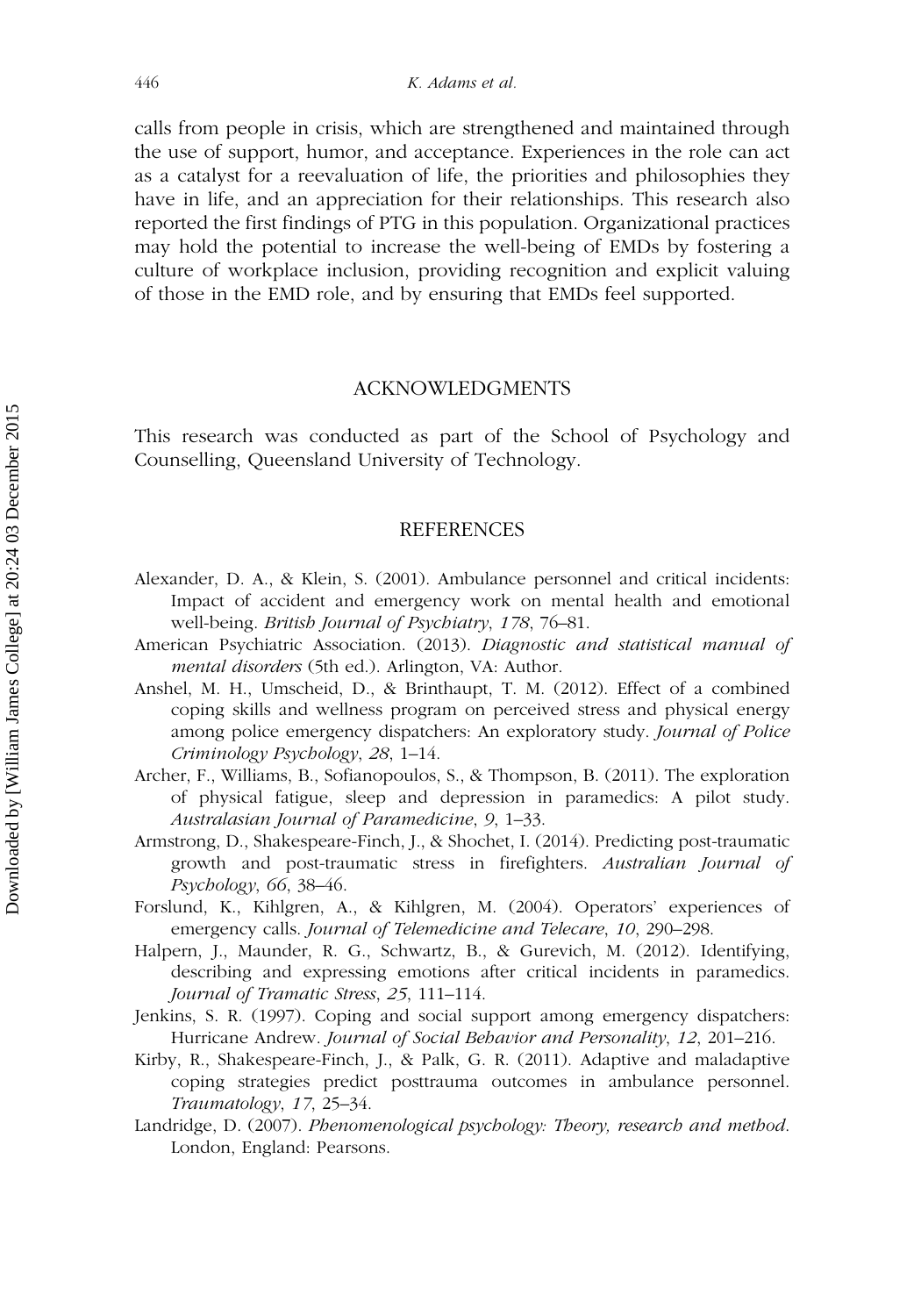calls from people in crisis, which are strengthened and maintained through the use of support, humor, and acceptance. Experiences in the role can act as a catalyst for a reevaluation of life, the priorities and philosophies they have in life, and an appreciation for their relationships. This research also reported the first findings of PTG in this population. Organizational practices may hold the potential to increase the well-being of EMDs by fostering a culture of workplace inclusion, providing recognition and explicit valuing of those in the EMD role, and by ensuring that EMDs feel supported.

## ACKNOWLEDGMENTS

This research was conducted as part of the School of Psychology and Counselling, Queensland University of Technology.

## REFERENCES

Alexander, D. A., & Klein, S. (2001). Ambulance personnel and critical incidents: Impact of accident and emergency work on mental health and emotional well-being. *British Journal of Psychiatry*, *178*, 76–81.

American Psychiatric Association. (2013). *Diagnostic and statistical manual of mental disorders* (5th ed.). Arlington, VA: Author.

Anshel, M. H., Umscheid, D., & Brinthaupt, T. M. (2012). Effect of a combined coping skills and wellness program on perceived stress and physical energy among police emergency dispatchers: An exploratory study. *Journal of Police Criminology Psychology*, *28*, 1–14.

Archer, F., Williams, B., Sofianopoulos, S., & Thompson, B. (2011). The exploration of physical fatigue, sleep and depression in paramedics: A pilot study. *Australasian Journal of Paramedicine*, *9*, 1–33.

Armstrong, D., Shakespeare-Finch, J., & Shochet, I. (2014). Predicting post-traumatic growth and post-traumatic stress in firefighters. *Australian Journal of Psychology*, *66*, 38–46.

Forslund, K., Kihlgren, A., & Kihlgren, M. (2004). Operators' experiences of emergency calls. *Journal of Telemedicine and Telecare*, *10*, 290–298.

Halpern, J., Maunder, R. G., Schwartz, B., & Gurevich, M. (2012). Identifying, describing and expressing emotions after critical incidents in paramedics. *Journal of Tramatic Stress*, *25*, 111–114.

Jenkins, S. R. (1997). Coping and social support among emergency dispatchers: Hurricane Andrew. *Journal of Social Behavior and Personality*, *12*, 201–216.

Kirby, R., Shakespeare-Finch, J., & Palk, G. R. (2011). Adaptive and maladaptive coping strategies predict posttrauma outcomes in ambulance personnel. *Traumatology*, *17*, 25–34.

Landridge, D. (2007). *Phenomenological psychology: Theory, research and method*. London, England: Pearsons.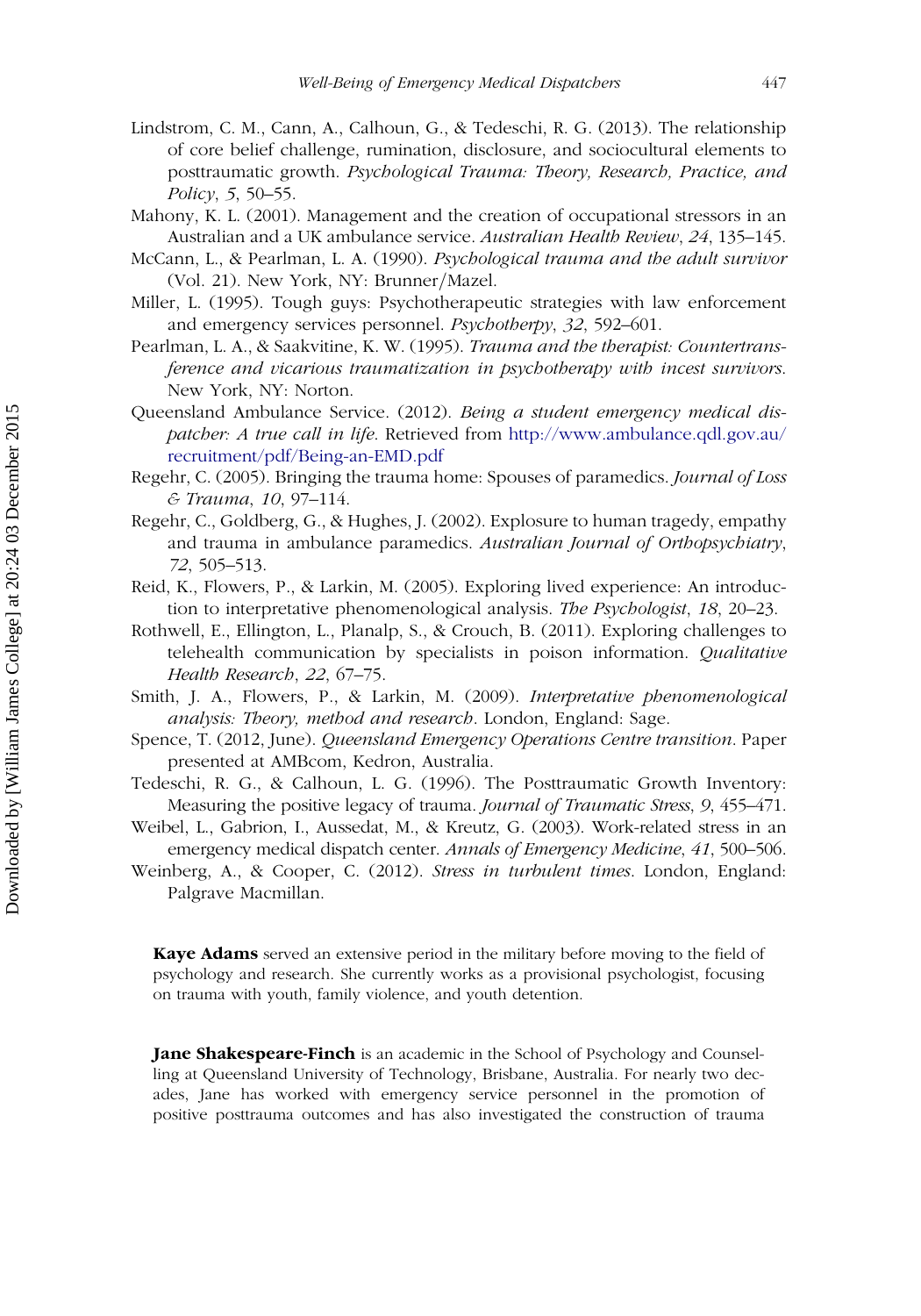Lindstrom, C. M., Cann, A., Calhoun, G., & Tedeschi, R. G. (2013). The relationship of core belief challenge, rumination, disclosure, and sociocultural elements to posttraumatic growth. *Psychological Trauma: Theory, Research, Practice, and Policy*, *5*, 50–55.

Mahony, K. L. (2001). Management and the creation of occupational stressors in an Australian and a UK ambulance service. *Australian Health Review*, *24*, 135–145.

McCann, L., & Pearlman, L. A. (1990). *Psychological trauma and the adult survivor* (Vol. 21). New York, NY: Brunner/Mazel.

Miller, L. (1995). Tough guys: Psychotherapeutic strategies with law enforcement and emergency services personnel. *Psychotherpy*, *32*, 592–601.

Pearlman, L. A., & Saakvitine, K. W. (1995). *Trauma and the therapist: Countertransference and vicarious traumatization in psychotherapy with incest survivors*. New York, NY: Norton.

Queensland Ambulance Service. (2012). *Being a student emergency medical dispatcher: A true call in life*. Retrieved from http://www.ambulance.qdl.gov.au/recruitment/pdf/Being-an-EMD.pdf

Regehr, C. (2005). Bringing the trauma home: Spouses of paramedics. *Journal of Loss & Trauma*, *10*, 97–114.

Regehr, C., Goldberg, G., & Hughes, J. (2002). Explosure to human tragedy, empathy and trauma in ambulance paramedics. *Australian Journal of Orthopsychiatry*, *72*, 505–513.

Reid, K., Flowers, P., & Larkin, M. (2005). Exploring lived experience: An introduction to interpretative phenomenological analysis. *The Psychologist*, *18*, 20–23.

Rothwell, E., Ellington, L., Planalp, S., & Crouch, B. (2011). Exploring challenges to telehealth communication by specialists in poison information. *Qualitative Health Research*, *22*, 67–75.

Smith, J. A., Flowers, P., & Larkin, M. (2009). *Interpretative phenomenological analysis: Theory, method and research*. London, England: Sage.

Spence, T. (2012, June). *Queensland Emergency Operations Centre transition*. Paper presented at AMBcom, Kedron, Australia.

Tedeschi, R. G., & Calhoun, L. G. (1996). The Posttraumatic Growth Inventory: Measuring the positive legacy of trauma. *Journal of Traumatic Stress*, *9*, 455–471.

Weibel, L., Gabrion, I., Aussedat, M., & Kreutz, G. (2003). Work-related stress in an emergency medical dispatch center. *Annals of Emergency Medicine*, *41*, 500–506.

Weinberg, A., & Cooper, C. (2012). *Stress in turbulent times*. London, England: Palgrave Macmillan.

**Kaye Adams** served an extensive period in the military before moving to the field of psychology and research. She currently works as a provisional psychologist, focusing on trauma with youth, family violence, and youth detention.

**Jane Shakespeare-Finch** is an academic in the School of Psychology and Counselling at Queensland University of Technology, Brisbane, Australia. For nearly two decades, Jane has worked with emergency service personnel in the promotion of positive posttrauma outcomes and has also investigated the construction of trauma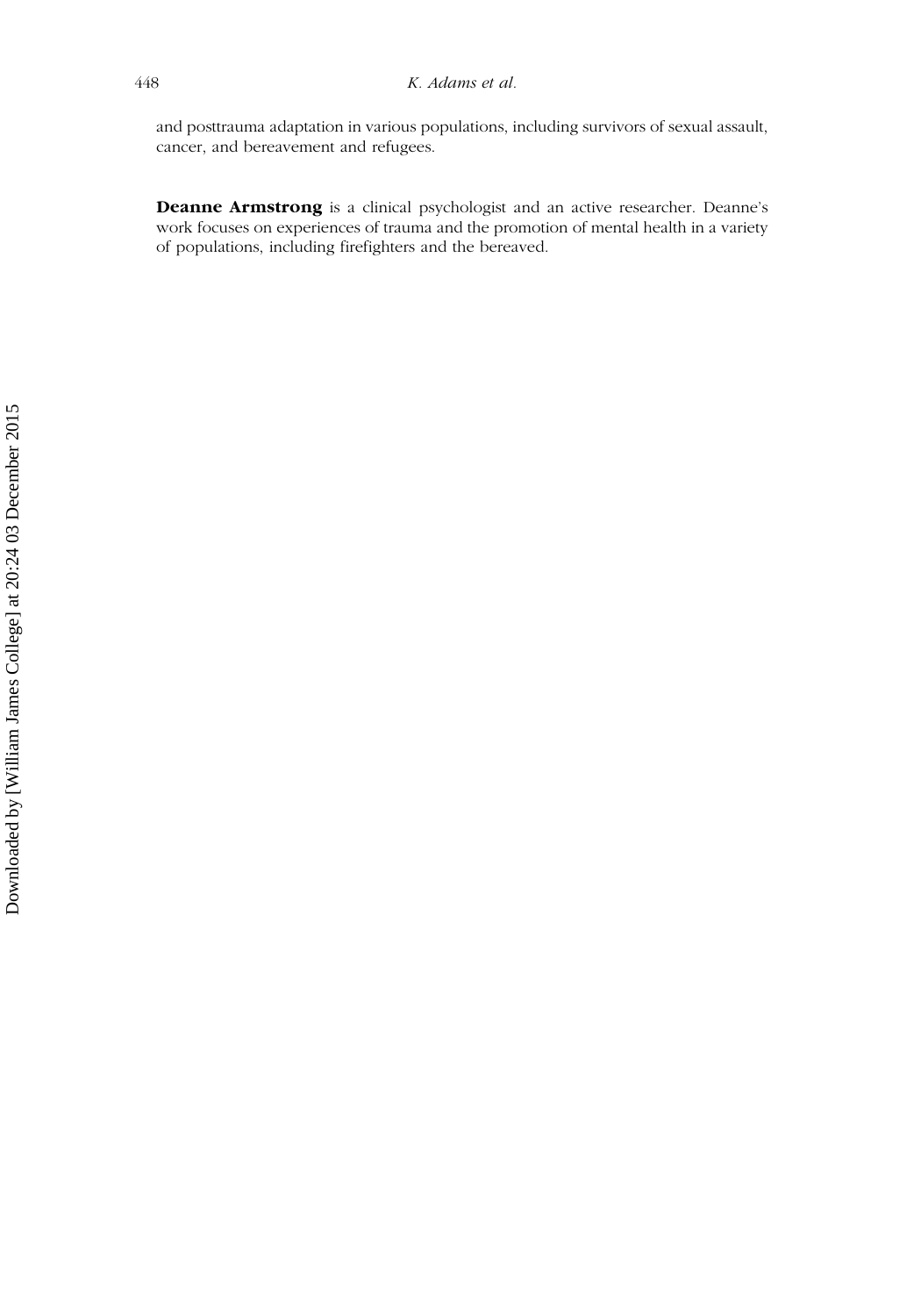and posttrauma adaptation in various populations, including survivors of sexual assault, cancer, and bereavement and refugees.

**Deanne Armstrong** is a clinical psychologist and an active researcher. Deanne's work focuses on experiences of trauma and the promotion of mental health in a variety of populations, including firefighters and the bereaved.